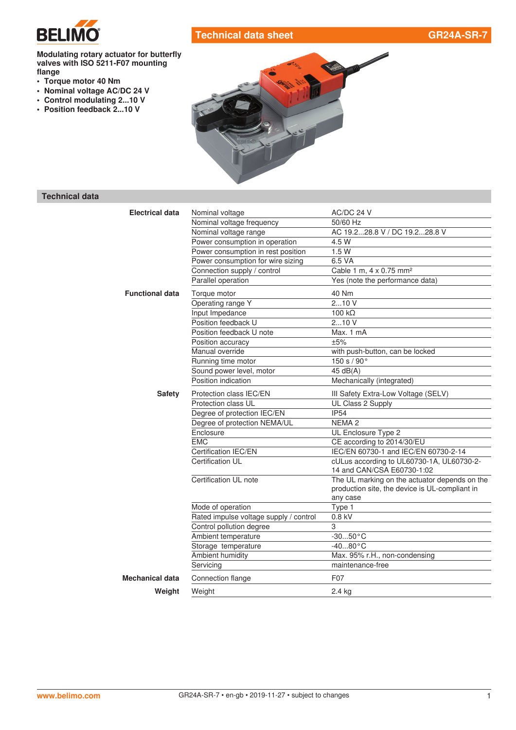# Technical data sheet GR24A-SR-7

**Modulating rotary actuator for butterfly valves with ISO 5211-F07 mounting flange**

- **Torque motor 40 Nm**
- **Nominal voltage AC/DC 24 V**
- **Control modulating 2...10 V**
- **Position feedback 2...10 V**

## Technical data

| | | |
|---|---|---|
| **Electrical data** | Nominal voltage | AC/DC 24 V |
| | Nominal voltage frequency | 50/60 Hz |
| | Nominal voltage range | AC 19.2...28.8 V / DC 19.2...28.8 V |
| | Power consumption in operation | 4.5 W |
| | Power consumption in rest position | 1.5 W |
| | Power consumption for wire sizing | 6.5 VA |
| | Connection supply / control | Cable 1 m, 4 x 0.75 mm² |
| | Parallel operation | Yes (note the performance data) |
| **Functional data** | Torque motor | 40 Nm |
| | Operating range Y | 2...10 V |
| | Input Impedance | 100 kΩ |
| | Position feedback U | 2...10 V |
| | Position feedback U note | Max. 1 mA |
| | Position accuracy | ±5% |
| | Manual override | with push-button, can be locked |
| | Running time motor | 150 s / 90° |
| | Sound power level, motor | 45 dB(A) |
| | Position indication | Mechanically (integrated) |
| **Safety** | Protection class IEC/EN | III Safety Extra-Low Voltage (SELV) |
| | Protection class UL | UL Class 2 Supply |
| | Degree of protection IEC/EN | IP54 |
| | Degree of protection NEMA/UL | NEMA 2 |
| | Enclosure | UL Enclosure Type 2 |
| | EMC | CE according to 2014/30/EU |
| | Certification IEC/EN | IEC/EN 60730-1 and IEC/EN 60730-2-14 |
| | Certification UL | cULus according to UL60730-1A, UL60730-2-14 and CAN/CSA E60730-1:02 |
| | Certification UL note | The UL marking on the actuator depends on the production site, the device is UL-compliant in any case |
| | Mode of operation | Type 1 |
| | Rated impulse voltage supply / control | 0.8 kV |
| | Control pollution degree | 3 |
| | Ambient temperature | -30...50°C |
| | Storage temperature | -40...80°C |
| | Ambient humidity | Max. 95% r.H., non-condensing |
| | Servicing | maintenance-free |
| **Mechanical data** | Connection flange | F07 |
| **Weight** | Weight | 2.4 kg |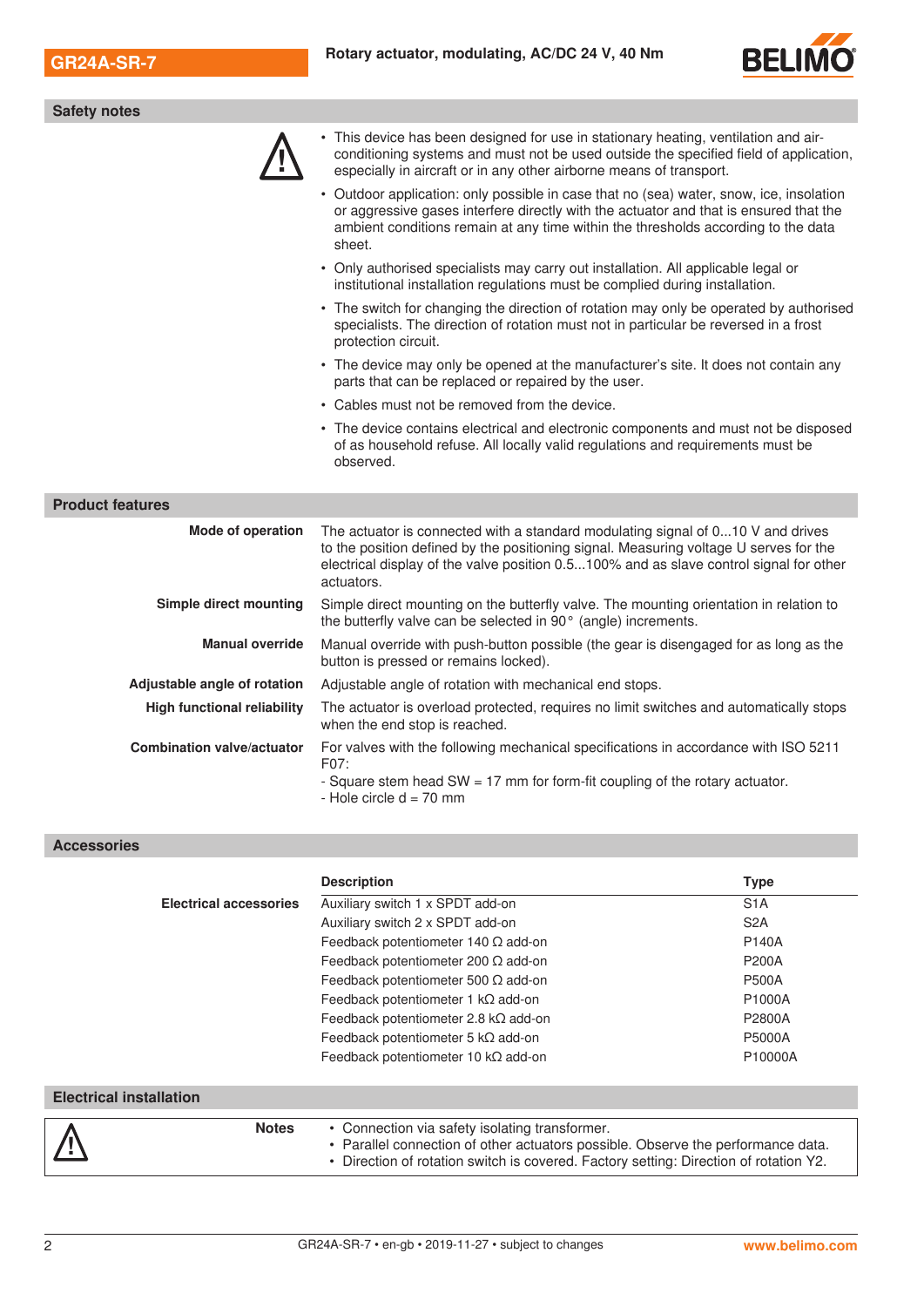## Safety notes

- This device has been designed for use in stationary heating, ventilation and air-conditioning systems and must not be used outside the specified field of application, especially in aircraft or in any other airborne means of transport.
- Outdoor application: only possible in case that no (sea) water, snow, ice, insolation or aggressive gases interfere directly with the actuator and that is ensured that the ambient conditions remain at any time within the thresholds according to the data sheet.
- Only authorised specialists may carry out installation. All applicable legal or institutional installation regulations must be complied during installation.
- The switch for changing the direction of rotation may only be operated by authorised specialists. The direction of rotation must not in particular be reversed in a frost protection circuit.
- The device may only be opened at the manufacturer's site. It does not contain any parts that can be replaced or repaired by the user.
- Cables must not be removed from the device.
- The device contains electrical and electronic components and must not be disposed of as household refuse. All locally valid regulations and requirements must be observed.

## Product features

**Mode of operation**
The actuator is connected with a standard modulating signal of 0...10 V and drives to the position defined by the positioning signal. Measuring voltage U serves for the electrical display of the valve position 0.5...100% and as slave control signal for other actuators.

**Simple direct mounting**
Simple direct mounting on the butterfly valve. The mounting orientation in relation to the butterfly valve can be selected in 90° (angle) increments.

**Manual override**
Manual override with push-button possible (the gear is disengaged for as long as the button is pressed or remains locked).

**Adjustable angle of rotation**
Adjustable angle of rotation with mechanical end stops.

**High functional reliability**
The actuator is overload protected, requires no limit switches and automatically stops when the end stop is reached.

**Combination valve/actuator**
For valves with the following mechanical specifications in accordance with ISO 5211 F07:
- Square stem head SW = 17 mm for form-fit coupling of the rotary actuator.
- Hole circle d = 70 mm

## Accessories

| | Description | Type |
|---|---|---|
| **Electrical accessories** | Auxiliary switch 1 x SPDT add-on | S1A |
| | Auxiliary switch 2 x SPDT add-on | S2A |
| | Feedback potentiometer 140 Ω add-on | P140A |
| | Feedback potentiometer 200 Ω add-on | P200A |
| | Feedback potentiometer 500 Ω add-on | P500A |
| | Feedback potentiometer 1 kΩ add-on | P1000A |
| | Feedback potentiometer 2.8 kΩ add-on | P2800A |
| | Feedback potentiometer 5 kΩ add-on | P5000A |
| | Feedback potentiometer 10 kΩ add-on | P10000A |

## Electrical installation

**Notes**
- Connection via safety isolating transformer.
- Parallel connection of other actuators possible. Observe the performance data.
- Direction of rotation switch is covered. Factory setting: Direction of rotation Y2.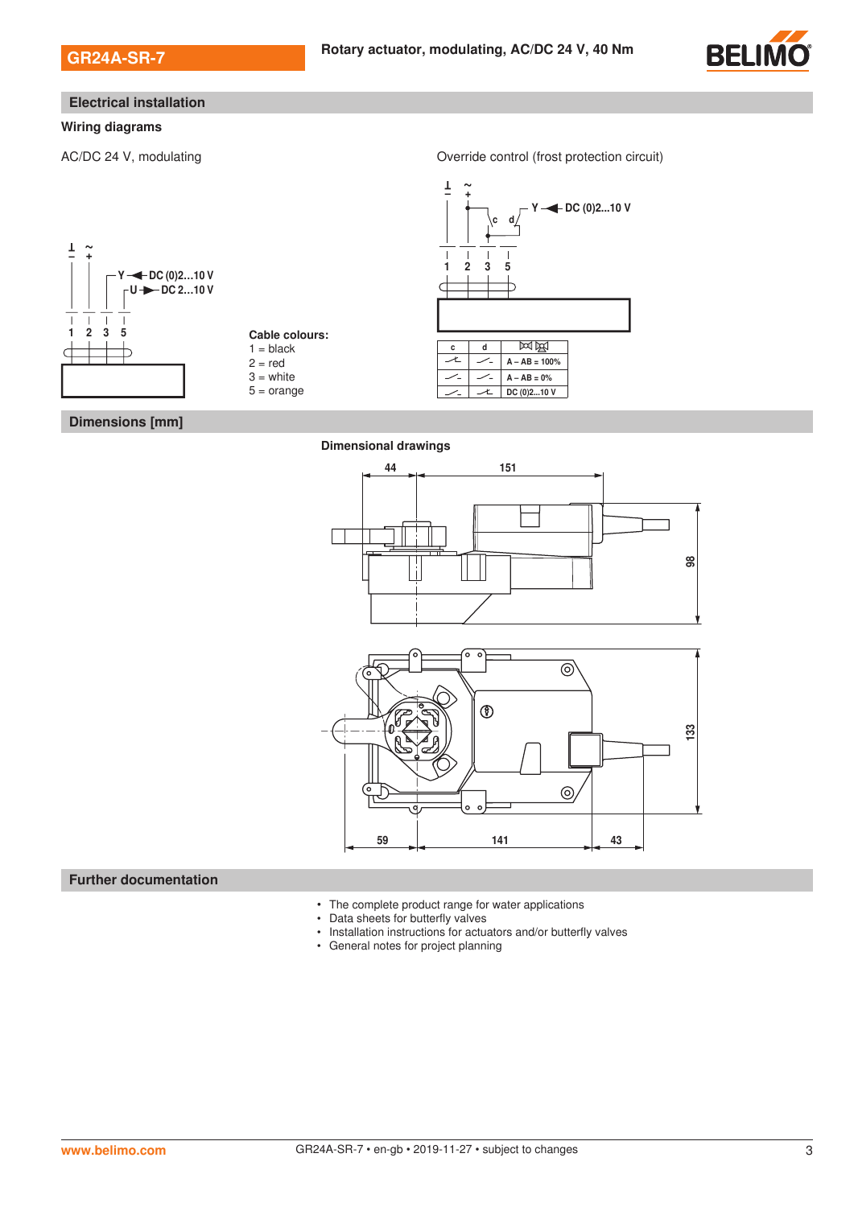## Electrical installation

### Wiring diagrams

AC/DC 24 V, modulating

⊥ – 
~ +

Y ◄ DC (0)2...10 V
U ► DC 2...10 V

1 2 3 5

**Cable colours:**
1 = black
2 = red
3 = white
5 = orange

Override control (frost protection circuit)

⊥ –
~ +

c d

Y ◄ DC (0)2...10 V

1 2 3 5

| c | d | |
|---|---|---|
| | | A – AB = 100% |
| | | A – AB = 0% |
| | | DC (0)2...10 V |

## Dimensions [mm]

### Dimensional drawings

44
151
98
133
59
141
43

## Further documentation

- The complete product range for water applications
- Data sheets for butterfly valves
- Installation instructions for actuators and/or butterfly valves
- General notes for project planning